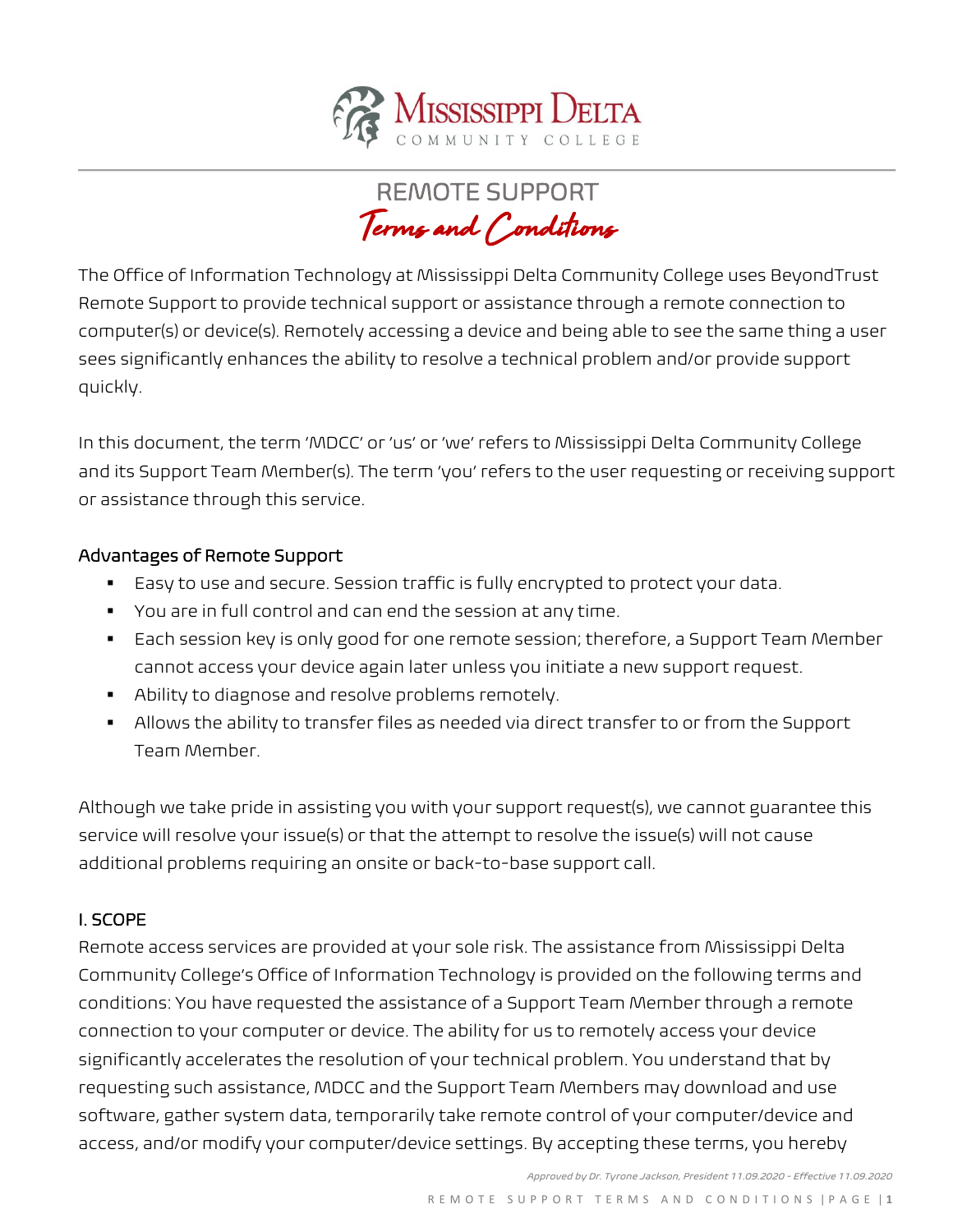Mississippi Delta
COMMUNITY COLLEGE

# REMOTE SUPPORT
## *Terms and Conditions*

The Office of Information Technology at Mississippi Delta Community College uses BeyondTrust Remote Support to provide technical support or assistance through a remote connection to computer(s) or device(s). Remotely accessing a device and being able to see the same thing a user sees significantly enhances the ability to resolve a technical problem and/or provide support quickly.

In this document, the term 'MDCC' or 'us' or 'we' refers to Mississippi Delta Community College and its Support Team Member(s). The term 'you' refers to the user requesting or receiving support or assistance through this service.

### Advantages of Remote Support

- Easy to use and secure. Session traffic is fully encrypted to protect your data.
- You are in full control and can end the session at any time.
- Each session key is only good for one remote session; therefore, a Support Team Member cannot access your device again later unless you initiate a new support request.
- Ability to diagnose and resolve problems remotely.
- Allows the ability to transfer files as needed via direct transfer to or from the Support Team Member.

Although we take pride in assisting you with your support request(s), we cannot guarantee this service will resolve your issue(s) or that the attempt to resolve the issue(s) will not cause additional problems requiring an onsite or back-to-base support call.

### I. SCOPE

Remote access services are provided at your sole risk. The assistance from Mississippi Delta Community College's Office of Information Technology is provided on the following terms and conditions: You have requested the assistance of a Support Team Member through a remote connection to your computer or device. The ability for us to remotely access your device significantly accelerates the resolution of your technical problem. You understand that by requesting such assistance, MDCC and the Support Team Members may download and use software, gather system data, temporarily take remote control of your computer/device and access, and/or modify your computer/device settings. By accepting these terms, you hereby

*Approved by Dr. Tyrone Jackson, President 11.09.2020 - Effective 11.09.2020*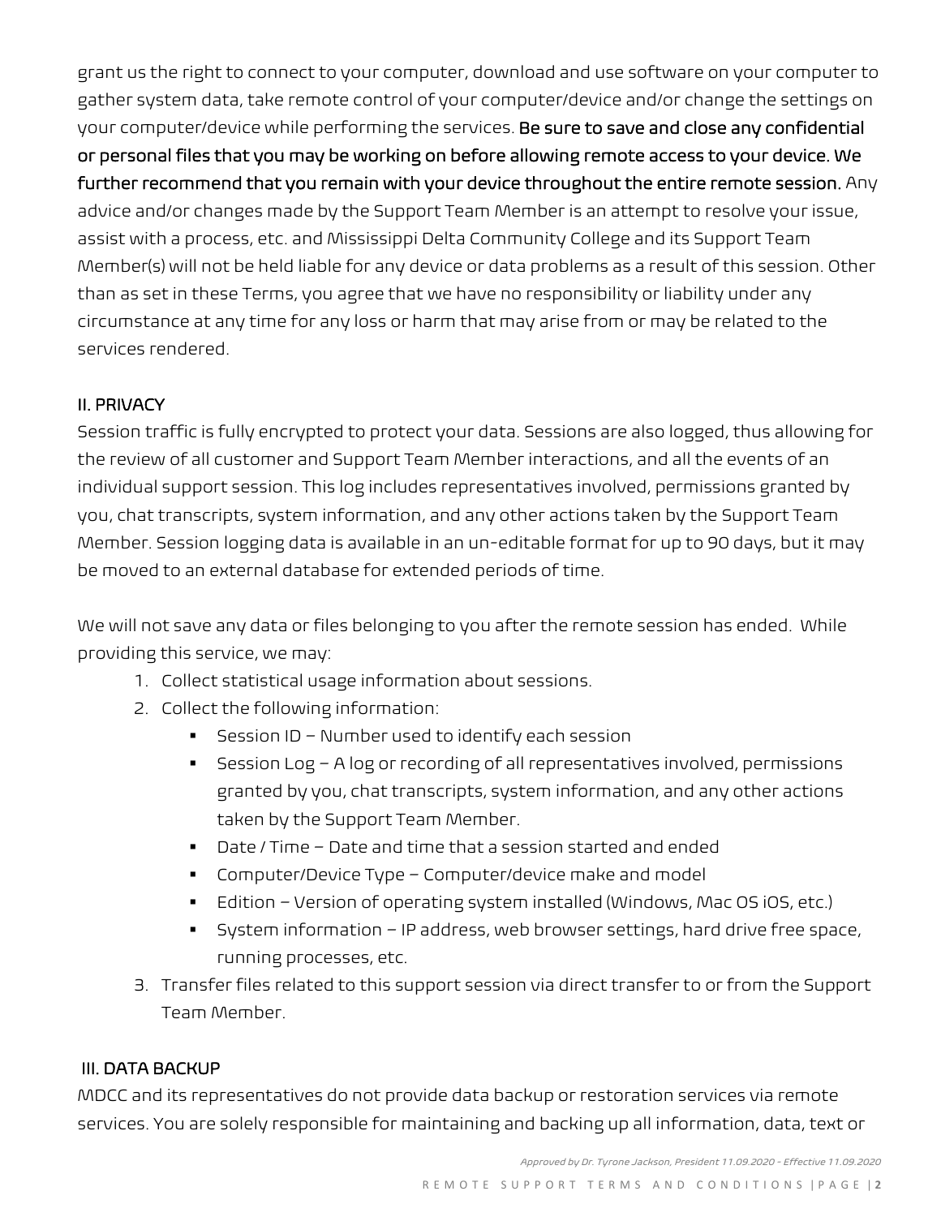grant us the right to connect to your computer, download and use software on your computer to gather system data, take remote control of your computer/device and/or change the settings on your computer/device while performing the services. **Be sure to save and close any confidential or personal files that you may be working on before allowing remote access to your device. We further recommend that you remain with your device throughout the entire remote session.** Any advice and/or changes made by the Support Team Member is an attempt to resolve your issue, assist with a process, etc. and Mississippi Delta Community College and its Support Team Member(s) will not be held liable for any device or data problems as a result of this session. Other than as set in these Terms, you agree that we have no responsibility or liability under any circumstance at any time for any loss or harm that may arise from or may be related to the services rendered.

## II. PRIVACY

Session traffic is fully encrypted to protect your data. Sessions are also logged, thus allowing for the review of all customer and Support Team Member interactions, and all the events of an individual support session. This log includes representatives involved, permissions granted by you, chat transcripts, system information, and any other actions taken by the Support Team Member. Session logging data is available in an un-editable format for up to 90 days, but it may be moved to an external database for extended periods of time.

We will not save any data or files belonging to you after the remote session has ended. While providing this service, we may:

1. Collect statistical usage information about sessions.
2. Collect the following information:
   - Session ID – Number used to identify each session
   - Session Log – A log or recording of all representatives involved, permissions granted by you, chat transcripts, system information, and any other actions taken by the Support Team Member.
   - Date / Time – Date and time that a session started and ended
   - Computer/Device Type – Computer/device make and model
   - Edition – Version of operating system installed (Windows, Mac OS iOS, etc.)
   - System information – IP address, web browser settings, hard drive free space, running processes, etc.
3. Transfer files related to this support session via direct transfer to or from the Support Team Member.

## III. DATA BACKUP

MDCC and its representatives do not provide data backup or restoration services via remote services. You are solely responsible for maintaining and backing up all information, data, text or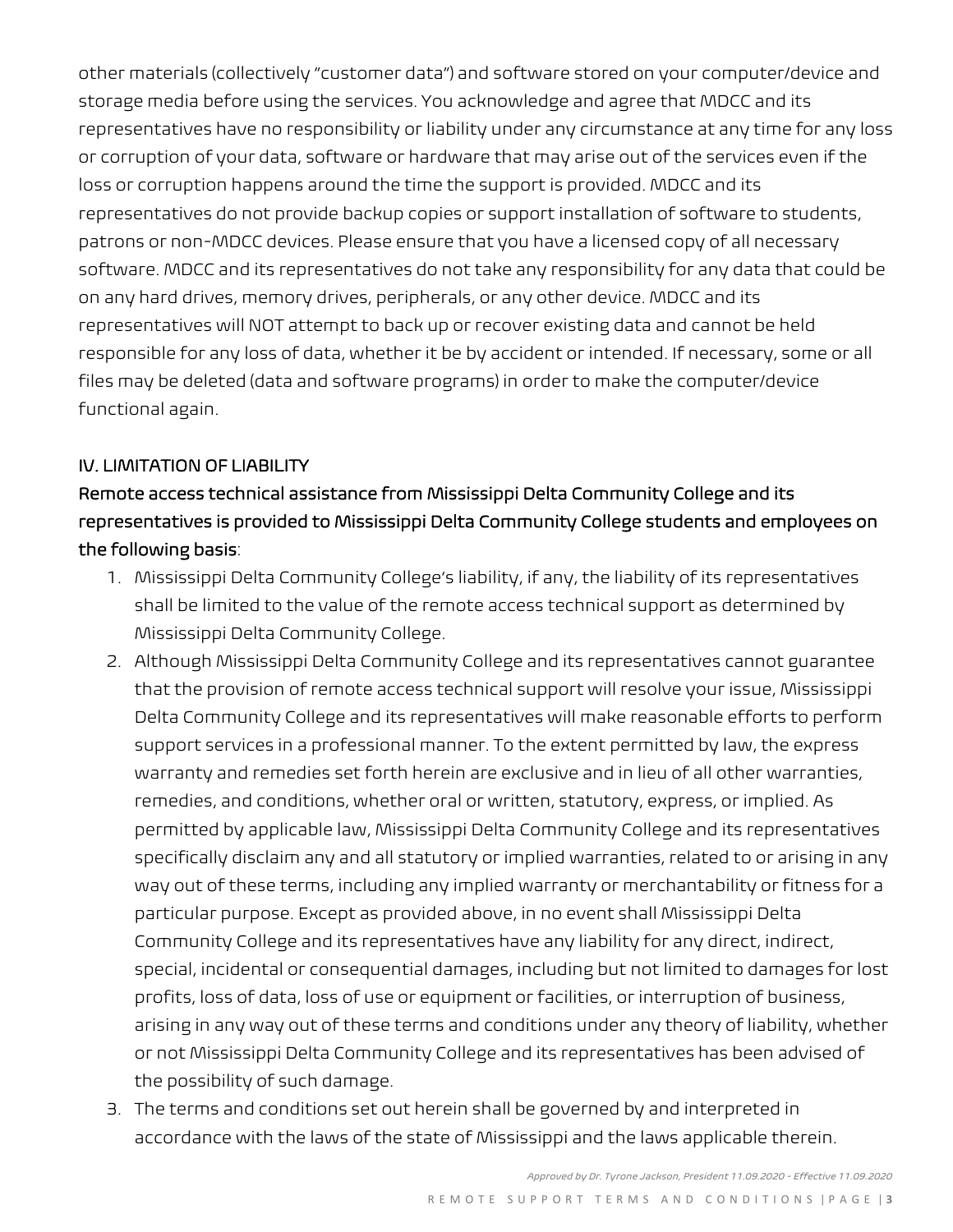other materials (collectively "customer data") and software stored on your computer/device and storage media before using the services. You acknowledge and agree that MDCC and its representatives have no responsibility or liability under any circumstance at any time for any loss or corruption of your data, software or hardware that may arise out of the services even if the loss or corruption happens around the time the support is provided. MDCC and its representatives do not provide backup copies or support installation of software to students, patrons or non-MDCC devices. Please ensure that you have a licensed copy of all necessary software. MDCC and its representatives do not take any responsibility for any data that could be on any hard drives, memory drives, peripherals, or any other device. MDCC and its representatives will NOT attempt to back up or recover existing data and cannot be held responsible for any loss of data, whether it be by accident or intended. If necessary, some or all files may be deleted (data and software programs) in order to make the computer/device functional again.

## IV. LIMITATION OF LIABILITY

**Remote access technical assistance from Mississippi Delta Community College and its representatives is provided to Mississippi Delta Community College students and employees on the following basis**:

1. Mississippi Delta Community College's liability, if any, the liability of its representatives shall be limited to the value of the remote access technical support as determined by Mississippi Delta Community College.
2. Although Mississippi Delta Community College and its representatives cannot guarantee that the provision of remote access technical support will resolve your issue, Mississippi Delta Community College and its representatives will make reasonable efforts to perform support services in a professional manner. To the extent permitted by law, the express warranty and remedies set forth herein are exclusive and in lieu of all other warranties, remedies, and conditions, whether oral or written, statutory, express, or implied. As permitted by applicable law, Mississippi Delta Community College and its representatives specifically disclaim any and all statutory or implied warranties, related to or arising in any way out of these terms, including any implied warranty or merchantability or fitness for a particular purpose. Except as provided above, in no event shall Mississippi Delta Community College and its representatives have any liability for any direct, indirect, special, incidental or consequential damages, including but not limited to damages for lost profits, loss of data, loss of use or equipment or facilities, or interruption of business, arising in any way out of these terms and conditions under any theory of liability, whether or not Mississippi Delta Community College and its representatives has been advised of the possibility of such damage.
3. The terms and conditions set out herein shall be governed by and interpreted in accordance with the laws of the state of Mississippi and the laws applicable therein.

*Approved by Dr. Tyrone Jackson, President 11.09.2020 - Effective 11.09.2020*